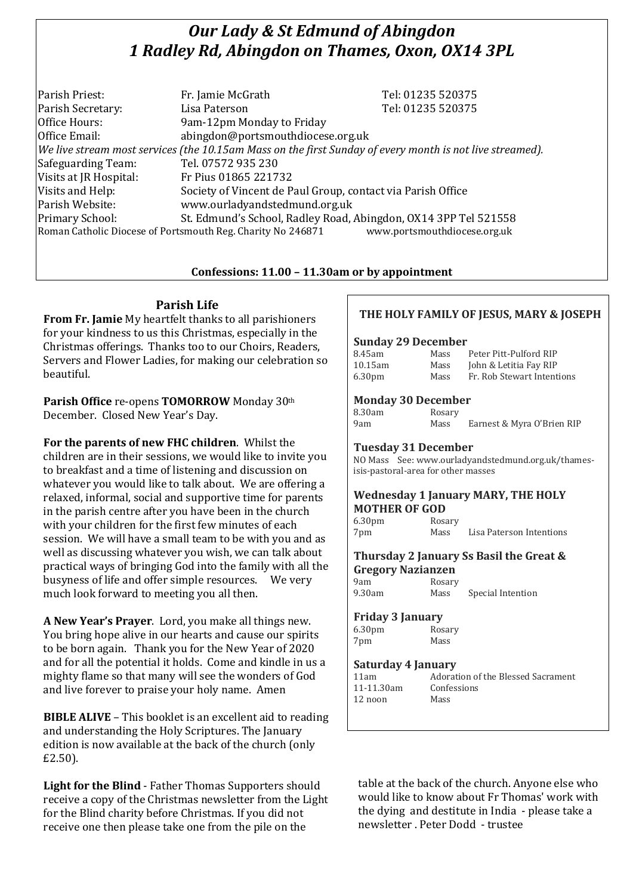# *Our Lady & St Edmund of Abingdon*
## *1 Radley Rd, Abingdon on Thames, Oxon, OX14 3PL*

| | | |
|---|---|---|
| Parish Priest: | Fr. Jamie McGrath | Tel: 01235 520375 |
| Parish Secretary: | Lisa Paterson | Tel: 01235 520375 |
| Office Hours: | 9am-12pm Monday to Friday | |
| Office Email: | abingdon@portsmouthdiocese.org.uk | |

*We live stream most services (the 10.15am Mass on the first Sunday of every month is not live streamed).*

| | |
|---|---|
| Safeguarding Team: | Tel. 07572 935 230 |
| Visits at JR Hospital: | Fr Pius 01865 221732 |
| Visits and Help: | Society of Vincent de Paul Group, contact via Parish Office |
| Parish Website: | www.ourladyandstedmund.org.uk |
| Primary School: | St. Edmund's School, Radley Road, Abingdon, OX14 3PP Tel 521558 |

Roman Catholic Diocese of Portsmouth Reg. Charity No 246871 www.portsmouthdiocese.org.uk

**Confessions: 11.00 – 11.30am or by appointment**

## Parish Life

**From Fr. Jamie** My heartfelt thanks to all parishioners for your kindness to us this Christmas, especially in the Christmas offerings. Thanks too to our Choirs, Readers, Servers and Flower Ladies, for making our celebration so beautiful.

**Parish Office** re-opens **TOMORROW** Monday 30th December. Closed New Year's Day.

**For the parents of new FHC children**. Whilst the children are in their sessions, we would like to invite you to breakfast and a time of listening and discussion on whatever you would like to talk about. We are offering a relaxed, informal, social and supportive time for parents in the parish centre after you have been in the church with your children for the first few minutes of each session. We will have a small team to be with you and as well as discussing whatever you wish, we can talk about practical ways of bringing God into the family with all the busyness of life and offer simple resources. We very much look forward to meeting you all then.

**A New Year's Prayer**. Lord, you make all things new. You bring hope alive in our hearts and cause our spirits to be born again. Thank you for the New Year of 2020 and for all the potential it holds. Come and kindle in us a mighty flame so that many will see the wonders of God and live forever to praise your holy name. Amen

**BIBLE ALIVE** – This booklet is an excellent aid to reading and understanding the Holy Scriptures. The January edition is now available at the back of the church (only £2.50).

**Light for the Blind** - Father Thomas Supporters should receive a copy of the Christmas newsletter from the Light for the Blind charity before Christmas. If you did not receive one then please take one from the pile on the table at the back of the church. Anyone else who would like to know about Fr Thomas' work with the dying and destitute in India - please take a newsletter . Peter Dodd - trustee

## THE HOLY FAMILY OF JESUS, MARY & JOSEPH

**Sunday 29 December**

| | | |
|---|---|---|
| 8.45am | Mass | Peter Pitt-Pulford RIP |
| 10.15am | Mass | John & Letitia Fay RIP |
| 6.30pm | Mass | Fr. Rob Stewart Intentions |

**Monday 30 December**

| | | |
|---|---|---|
| 8.30am | Rosary | |
| 9am | Mass | Earnest & Myra O'Brien RIP |

**Tuesday 31 December**

NO Mass See: www.ourladyandstedmund.org.uk/thames-isis-pastoral-area for other masses

**Wednesday 1 January MARY, THE HOLY MOTHER OF GOD**

| | | |
|---|---|---|
| 6.30pm | Rosary | |
| 7pm | Mass | Lisa Paterson Intentions |

**Thursday 2 January Ss Basil the Great & Gregory Nazianzen**

| | | |
|---|---|---|
| 9am | Rosary | |
| 9.30am | Mass | Special Intention |

**Friday 3 January**

| | |
|---|---|
| 6.30pm | Rosary |
| 7pm | Mass |

**Saturday 4 January**

| | |
|---|---|
| 11am | Adoration of the Blessed Sacrament |
| 11-11.30am | Confessions |
| 12 noon | Mass |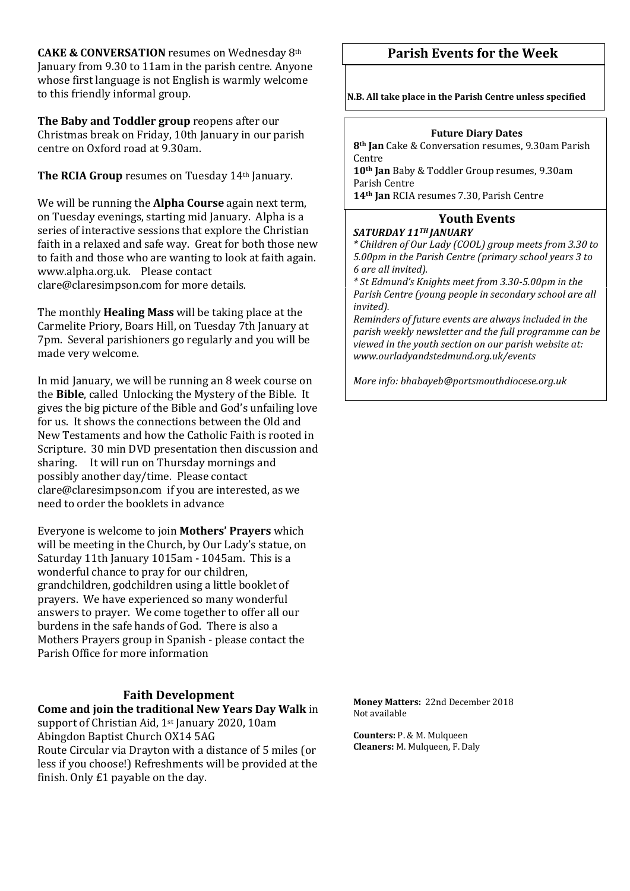**CAKE & CONVERSATION** resumes on Wednesday 8th January from 9.30 to 11am in the parish centre. Anyone whose first language is not English is warmly welcome to this friendly informal group.

**The Baby and Toddler group** reopens after our Christmas break on Friday, 10th January in our parish centre on Oxford road at 9.30am.

**The RCIA Group** resumes on Tuesday 14th January.

We will be running the **Alpha Course** again next term, on Tuesday evenings, starting mid January. Alpha is a series of interactive sessions that explore the Christian faith in a relaxed and safe way. Great for both those new to faith and those who are wanting to look at faith again. www.alpha.org.uk. Please contact clare@claresimpson.com for more details.

The monthly **Healing Mass** will be taking place at the Carmelite Priory, Boars Hill, on Tuesday 7th January at 7pm. Several parishioners go regularly and you will be made very welcome.

In mid January, we will be running an 8 week course on the **Bible**, called Unlocking the Mystery of the Bible. It gives the big picture of the Bible and God's unfailing love for us. It shows the connections between the Old and New Testaments and how the Catholic Faith is rooted in Scripture. 30 min DVD presentation then discussion and sharing. It will run on Thursday mornings and possibly another day/time. Please contact clare@claresimpson.com if you are interested, as we need to order the booklets in advance

Everyone is welcome to join **Mothers' Prayers** which will be meeting in the Church, by Our Lady's statue, on Saturday 11th January 1015am - 1045am. This is a wonderful chance to pray for our children, grandchildren, godchildren using a little booklet of prayers. We have experienced so many wonderful answers to prayer. We come together to offer all our burdens in the safe hands of God. There is also a Mothers Prayers group in Spanish - please contact the Parish Office for more information

## Faith Development

**Come and join the traditional New Years Day Walk** in support of Christian Aid, 1st January 2020, 10am Abingdon Baptist Church OX14 5AG
Route Circular via Drayton with a distance of 5 miles (or less if you choose!) Refreshments will be provided at the finish. Only £1 payable on the day.

## Parish Events for the Week

**N.B. All take place in the Parish Centre unless specified**

**Future Diary Dates**

**8th Jan** Cake & Conversation resumes, 9.30am Parish Centre
**10th Jan** Baby & Toddler Group resumes, 9.30am Parish Centre
**14th Jan** RCIA resumes 7.30, Parish Centre

## Youth Events

***SATURDAY 11TH JANUARY***

*\* Children of Our Lady (COOL) group meets from 3.30 to 5.00pm in the Parish Centre (primary school years 3 to 6 are all invited).*

*\* St Edmund's Knights meet from 3.30-5.00pm in the Parish Centre (young people in secondary school are all invited).*

*Reminders of future events are always included in the parish weekly newsletter and the full programme can be viewed in the youth section on our parish website at: www.ourladyandstedmund.org.uk/events*

*More info: bhabayeb@portsmouthdiocese.org.uk*

**Money Matters:** 22nd December 2018
Not available

**Counters:** P. & M. Mulqueen
**Cleaners:** M. Mulqueen, F. Daly